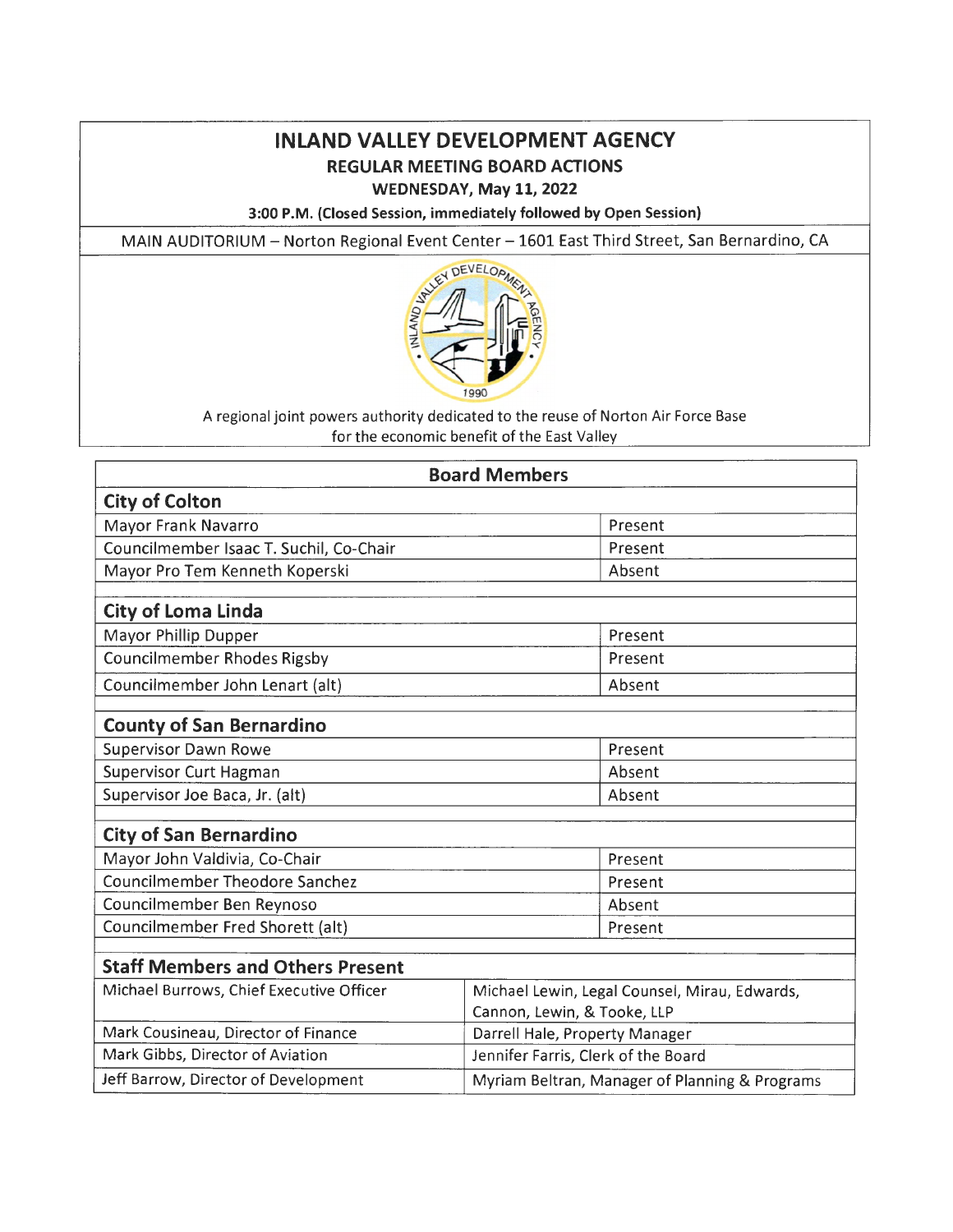# INLAND VALLEY DEVELOPMENT AGENCY

## REGULAR MEETING BOARD ACTIONS

**WEDNESDAY, May 11, 2022**

**3:00 P.M. (Closed Session, immediately followed by Open Session)**

MAIN AUDITORIUM – Norton Regional Event Center – 1601 East Third Street, San Bernardino, CA

A regional joint powers authority dedicated to the reuse of Norton Air Force Base for the economic benefit of the East Valley

| Board Members | |
|---|---|
| **City of Colton** | |
| Mayor Frank Navarro | Present |
| Councilmember Isaac T. Suchil, Co-Chair | Present |
| Mayor Pro Tem Kenneth Koperski | Absent |
| **City of Loma Linda** | |
| Mayor Phillip Dupper | Present |
| Councilmember Rhodes Rigsby | Present |
| Councilmember John Lenart (alt) | Absent |
| **County of San Bernardino** | |
| Supervisor Dawn Rowe | Present |
| Supervisor Curt Hagman | Absent |
| Supervisor Joe Baca, Jr. (alt) | Absent |
| **City of San Bernardino** | |
| Mayor John Valdivia, Co-Chair | Present |
| Councilmember Theodore Sanchez | Present |
| Councilmember Ben Reynoso | Absent |
| Councilmember Fred Shorett (alt) | Present |

| Staff Members and Others Present | |
|---|---|
| Michael Burrows, Chief Executive Officer | Michael Lewin, Legal Counsel, Mirau, Edwards, Cannon, Lewin, & Tooke, LLP |
| Mark Cousineau, Director of Finance | Darrell Hale, Property Manager |
| Mark Gibbs, Director of Aviation | Jennifer Farris, Clerk of the Board |
| Jeff Barrow, Director of Development | Myriam Beltran, Manager of Planning & Programs |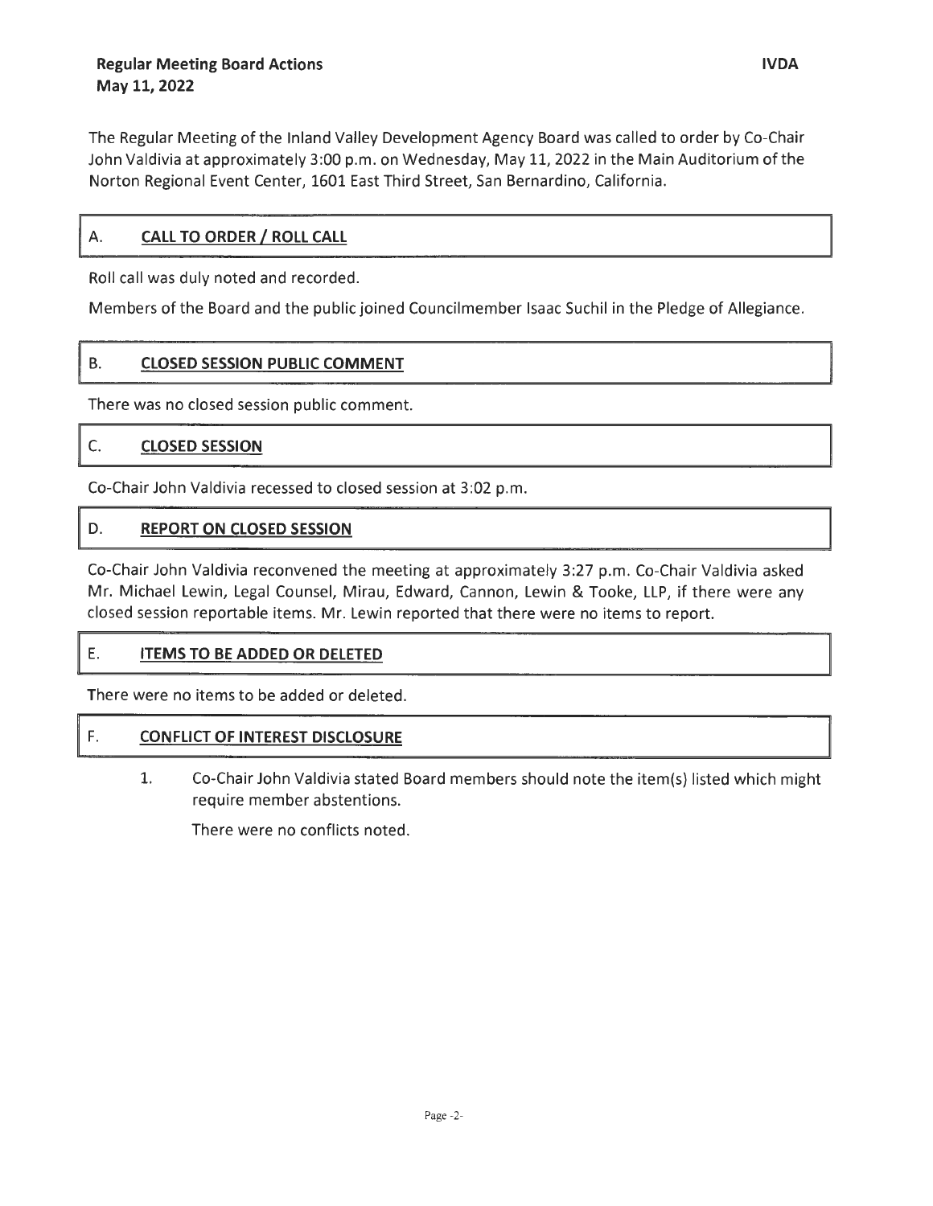**Regular Meeting Board Actions**
**May 11, 2022**

**IVDA**

The Regular Meeting of the Inland Valley Development Agency Board was called to order by Co-Chair John Valdivia at approximately 3:00 p.m. on Wednesday, May 11, 2022 in the Main Auditorium of the Norton Regional Event Center, 1601 East Third Street, San Bernardino, California.

## A. CALL TO ORDER / ROLL CALL

Roll call was duly noted and recorded.

Members of the Board and the public joined Councilmember Isaac Suchil in the Pledge of Allegiance.

## B. CLOSED SESSION PUBLIC COMMENT

There was no closed session public comment.

## C. CLOSED SESSION

Co-Chair John Valdivia recessed to closed session at 3:02 p.m.

## D. REPORT ON CLOSED SESSION

Co-Chair John Valdivia reconvened the meeting at approximately 3:27 p.m. Co-Chair Valdivia asked Mr. Michael Lewin, Legal Counsel, Mirau, Edward, Cannon, Lewin & Tooke, LLP, if there were any closed session reportable items. Mr. Lewin reported that there were no items to report.

## E. ITEMS TO BE ADDED OR DELETED

There were no items to be added or deleted.

## F. CONFLICT OF INTEREST DISCLOSURE

1. Co-Chair John Valdivia stated Board members should note the item(s) listed which might require member abstentions.

   There were no conflicts noted.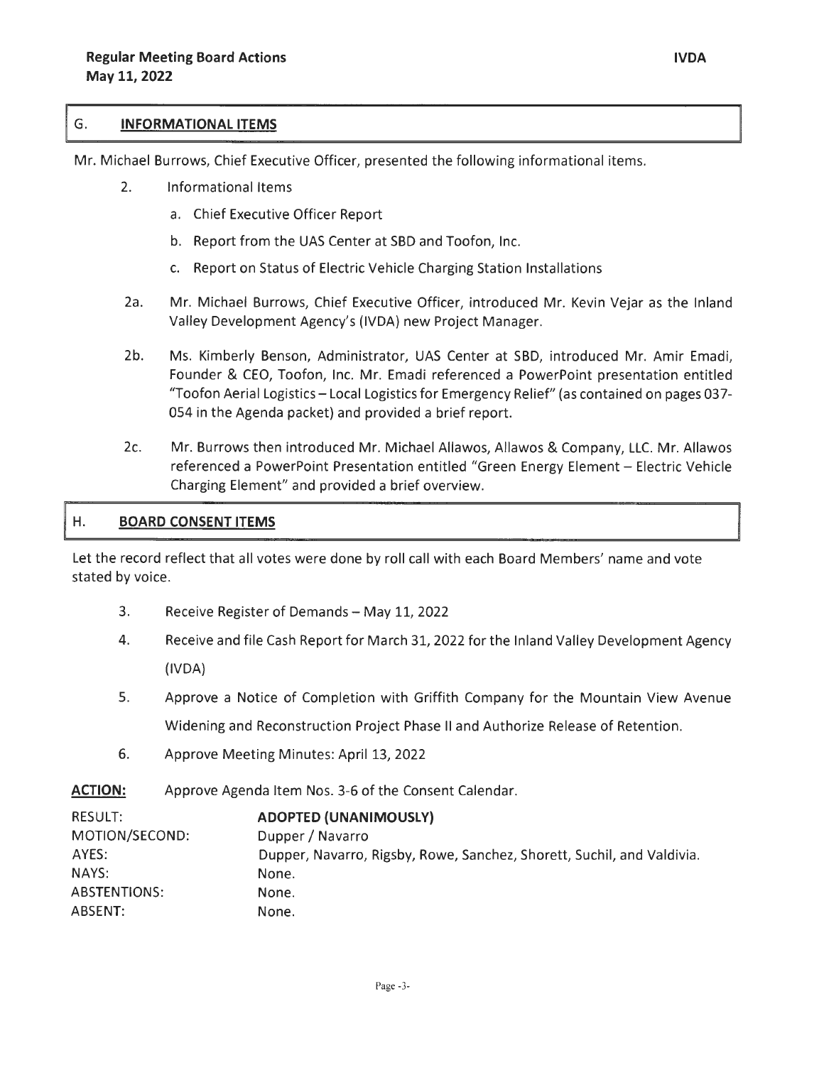## G. INFORMATIONAL ITEMS

Mr. Michael Burrows, Chief Executive Officer, presented the following informational items.

2. Informational Items

   a. Chief Executive Officer Report

   b. Report from the UAS Center at SBD and Toofon, Inc.

   c. Report on Status of Electric Vehicle Charging Station Installations

2a. Mr. Michael Burrows, Chief Executive Officer, introduced Mr. Kevin Vejar as the Inland Valley Development Agency's (IVDA) new Project Manager.

2b. Ms. Kimberly Benson, Administrator, UAS Center at SBD, introduced Mr. Amir Emadi, Founder & CEO, Toofon, Inc. Mr. Emadi referenced a PowerPoint presentation entitled "Toofon Aerial Logistics – Local Logistics for Emergency Relief" (as contained on pages 037-054 in the Agenda packet) and provided a brief report.

2c. Mr. Burrows then introduced Mr. Michael Allawos, Allawos & Company, LLC. Mr. Allawos referenced a PowerPoint Presentation entitled "Green Energy Element – Electric Vehicle Charging Element" and provided a brief overview.

## H. BOARD CONSENT ITEMS

Let the record reflect that all votes were done by roll call with each Board Members' name and vote stated by voice.

3. Receive Register of Demands – May 11, 2022

4. Receive and file Cash Report for March 31, 2022 for the Inland Valley Development Agency (IVDA)

5. Approve a Notice of Completion with Griffith Company for the Mountain View Avenue Widening and Reconstruction Project Phase II and Authorize Release of Retention.

6. Approve Meeting Minutes: April 13, 2022

**ACTION:** Approve Agenda Item Nos. 3-6 of the Consent Calendar.

| | |
|---|---|
| RESULT: | **ADOPTED (UNANIMOUSLY)** |
| MOTION/SECOND: | Dupper / Navarro |
| AYES: | Dupper, Navarro, Rigsby, Rowe, Sanchez, Shorett, Suchil, and Valdivia. |
| NAYS: | None. |
| ABSTENTIONS: | None. |
| ABSENT: | None. |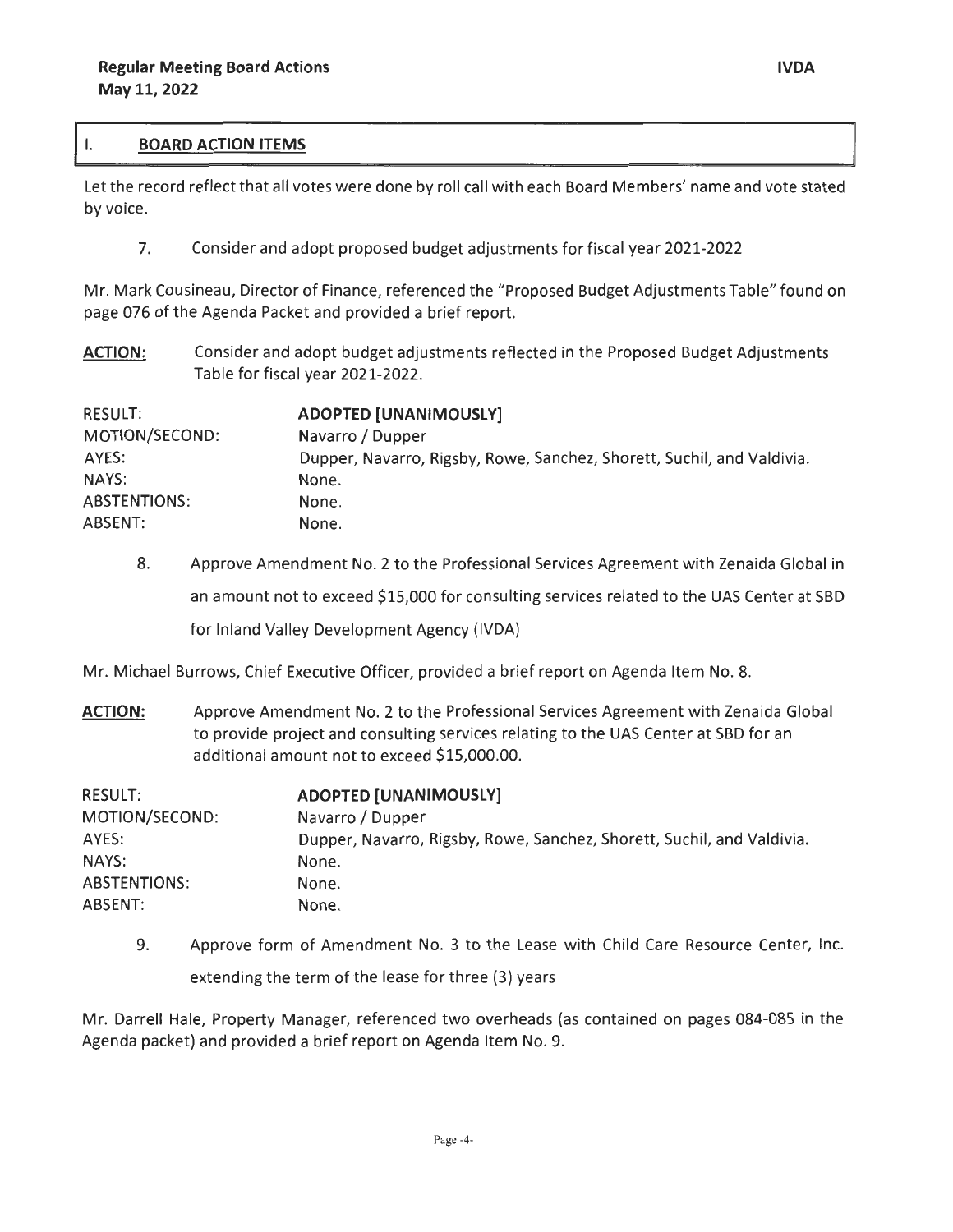## I. BOARD ACTION ITEMS

Let the record reflect that all votes were done by roll call with each Board Members' name and vote stated by voice.

7. Consider and adopt proposed budget adjustments for fiscal year 2021-2022

Mr. Mark Cousineau, Director of Finance, referenced the "Proposed Budget Adjustments Table" found on page 076 of the Agenda Packet and provided a brief report.

**ACTION:** Consider and adopt budget adjustments reflected in the Proposed Budget Adjustments Table for fiscal year 2021-2022.

| | |
|---|---|
| RESULT: | **ADOPTED [UNANIMOUSLY]** |
| MOTION/SECOND: | Navarro / Dupper |
| AYES: | Dupper, Navarro, Rigsby, Rowe, Sanchez, Shorett, Suchil, and Valdivia. |
| NAYS: | None. |
| ABSTENTIONS: | None. |
| ABSENT: | None. |

8. Approve Amendment No. 2 to the Professional Services Agreement with Zenaida Global in an amount not to exceed $15,000 for consulting services related to the UAS Center at SBD for Inland Valley Development Agency (IVDA)

Mr. Michael Burrows, Chief Executive Officer, provided a brief report on Agenda Item No. 8.

**ACTION:** Approve Amendment No. 2 to the Professional Services Agreement with Zenaida Global to provide project and consulting services relating to the UAS Center at SBD for an additional amount not to exceed $15,000.00.

| | |
|---|---|
| RESULT: | **ADOPTED [UNANIMOUSLY]** |
| MOTION/SECOND: | Navarro / Dupper |
| AYES: | Dupper, Navarro, Rigsby, Rowe, Sanchez, Shorett, Suchil, and Valdivia. |
| NAYS: | None. |
| ABSTENTIONS: | None. |
| ABSENT: | None. |

9. Approve form of Amendment No. 3 to the Lease with Child Care Resource Center, Inc. extending the term of the lease for three (3) years

Mr. Darrell Hale, Property Manager, referenced two overheads (as contained on pages 084-085 in the Agenda packet) and provided a brief report on Agenda Item No. 9.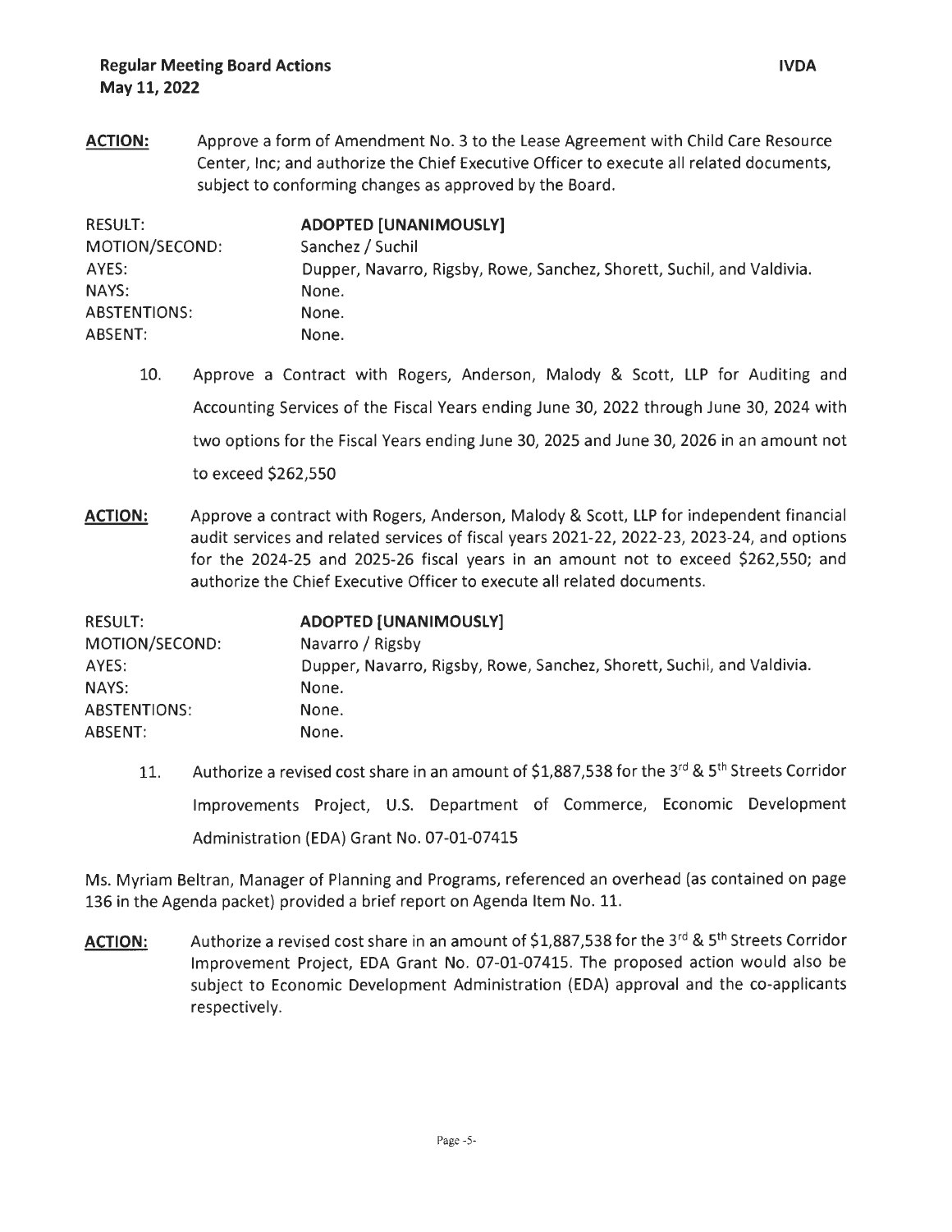**ACTION:** Approve a form of Amendment No. 3 to the Lease Agreement with Child Care Resource Center, Inc; and authorize the Chief Executive Officer to execute all related documents, subject to conforming changes as approved by the Board.

| | |
|---|---|
| RESULT: | **ADOPTED [UNANIMOUSLY]** |
| MOTION/SECOND: | Sanchez / Suchil |
| AYES: | Dupper, Navarro, Rigsby, Rowe, Sanchez, Shorett, Suchil, and Valdivia. |
| NAYS: | None. |
| ABSTENTIONS: | None. |
| ABSENT: | None. |

10. Approve a Contract with Rogers, Anderson, Malody & Scott, LLP for Auditing and Accounting Services of the Fiscal Years ending June 30, 2022 through June 30, 2024 with two options for the Fiscal Years ending June 30, 2025 and June 30, 2026 in an amount not to exceed $262,550

**ACTION:** Approve a contract with Rogers, Anderson, Malody & Scott, LLP for independent financial audit services and related services of fiscal years 2021-22, 2022-23, 2023-24, and options for the 2024-25 and 2025-26 fiscal years in an amount not to exceed $262,550; and authorize the Chief Executive Officer to execute all related documents.

| | |
|---|---|
| RESULT: | **ADOPTED [UNANIMOUSLY]** |
| MOTION/SECOND: | Navarro / Rigsby |
| AYES: | Dupper, Navarro, Rigsby, Rowe, Sanchez, Shorett, Suchil, and Valdivia. |
| NAYS: | None. |
| ABSTENTIONS: | None. |
| ABSENT: | None. |

11. Authorize a revised cost share in an amount of $1,887,538 for the 3rd & 5th Streets Corridor Improvements Project, U.S. Department of Commerce, Economic Development Administration (EDA) Grant No. 07-01-07415

Ms. Myriam Beltran, Manager of Planning and Programs, referenced an overhead (as contained on page 136 in the Agenda packet) provided a brief report on Agenda Item No. 11.

**ACTION:** Authorize a revised cost share in an amount of $1,887,538 for the 3rd & 5th Streets Corridor Improvement Project, EDA Grant No. 07-01-07415. The proposed action would also be subject to Economic Development Administration (EDA) approval and the co-applicants respectively.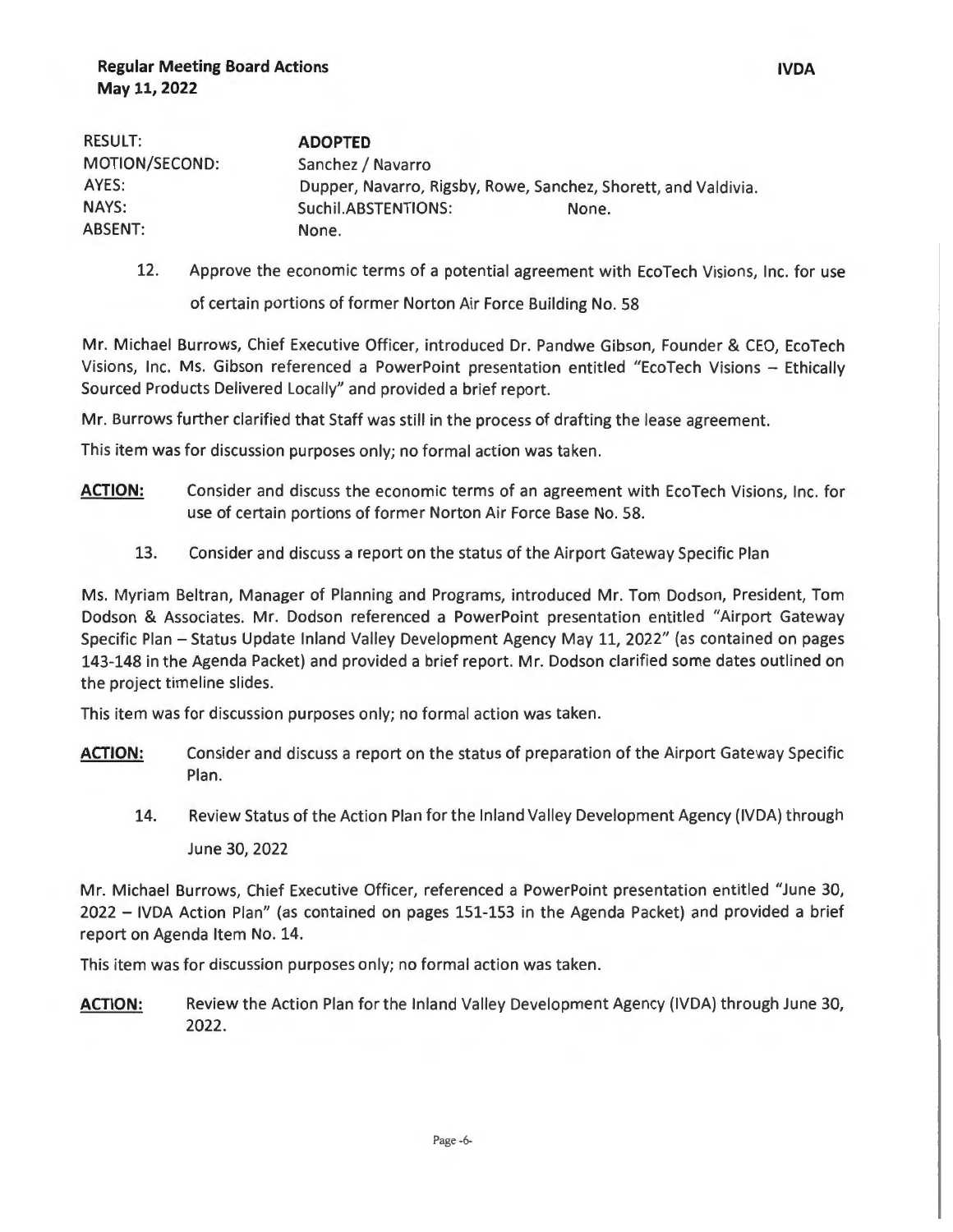| RESULT: | **ADOPTED** |
|---|---|
| MOTION/SECOND: | Sanchez / Navarro |
| AYES: | Dupper, Navarro, Rigsby, Rowe, Sanchez, Shorett, and Valdivia. |
| NAYS: | Suchil.ABSTENTIONS: None. |
| ABSENT: | None. |

12. Approve the economic terms of a potential agreement with EcoTech Visions, Inc. for use of certain portions of former Norton Air Force Building No. 58

Mr. Michael Burrows, Chief Executive Officer, introduced Dr. Pandwe Gibson, Founder & CEO, EcoTech Visions, Inc. Ms. Gibson referenced a PowerPoint presentation entitled "EcoTech Visions – Ethically Sourced Products Delivered Locally" and provided a brief report.

Mr. Burrows further clarified that Staff was still in the process of drafting the lease agreement.

This item was for discussion purposes only; no formal action was taken.

**ACTION:** Consider and discuss the economic terms of an agreement with EcoTech Visions, Inc. for use of certain portions of former Norton Air Force Base No. 58.

13. Consider and discuss a report on the status of the Airport Gateway Specific Plan

Ms. Myriam Beltran, Manager of Planning and Programs, introduced Mr. Tom Dodson, President, Tom Dodson & Associates. Mr. Dodson referenced a PowerPoint presentation entitled "Airport Gateway Specific Plan – Status Update Inland Valley Development Agency May 11, 2022" (as contained on pages 143-148 in the Agenda Packet) and provided a brief report. Mr. Dodson clarified some dates outlined on the project timeline slides.

This item was for discussion purposes only; no formal action was taken.

**ACTION:** Consider and discuss a report on the status of preparation of the Airport Gateway Specific Plan.

14. Review Status of the Action Plan for the Inland Valley Development Agency (IVDA) through June 30, 2022

Mr. Michael Burrows, Chief Executive Officer, referenced a PowerPoint presentation entitled "June 30, 2022 – IVDA Action Plan" (as contained on pages 151-153 in the Agenda Packet) and provided a brief report on Agenda Item No. 14.

This item was for discussion purposes only; no formal action was taken.

**ACTION:** Review the Action Plan for the Inland Valley Development Agency (IVDA) through June 30, 2022.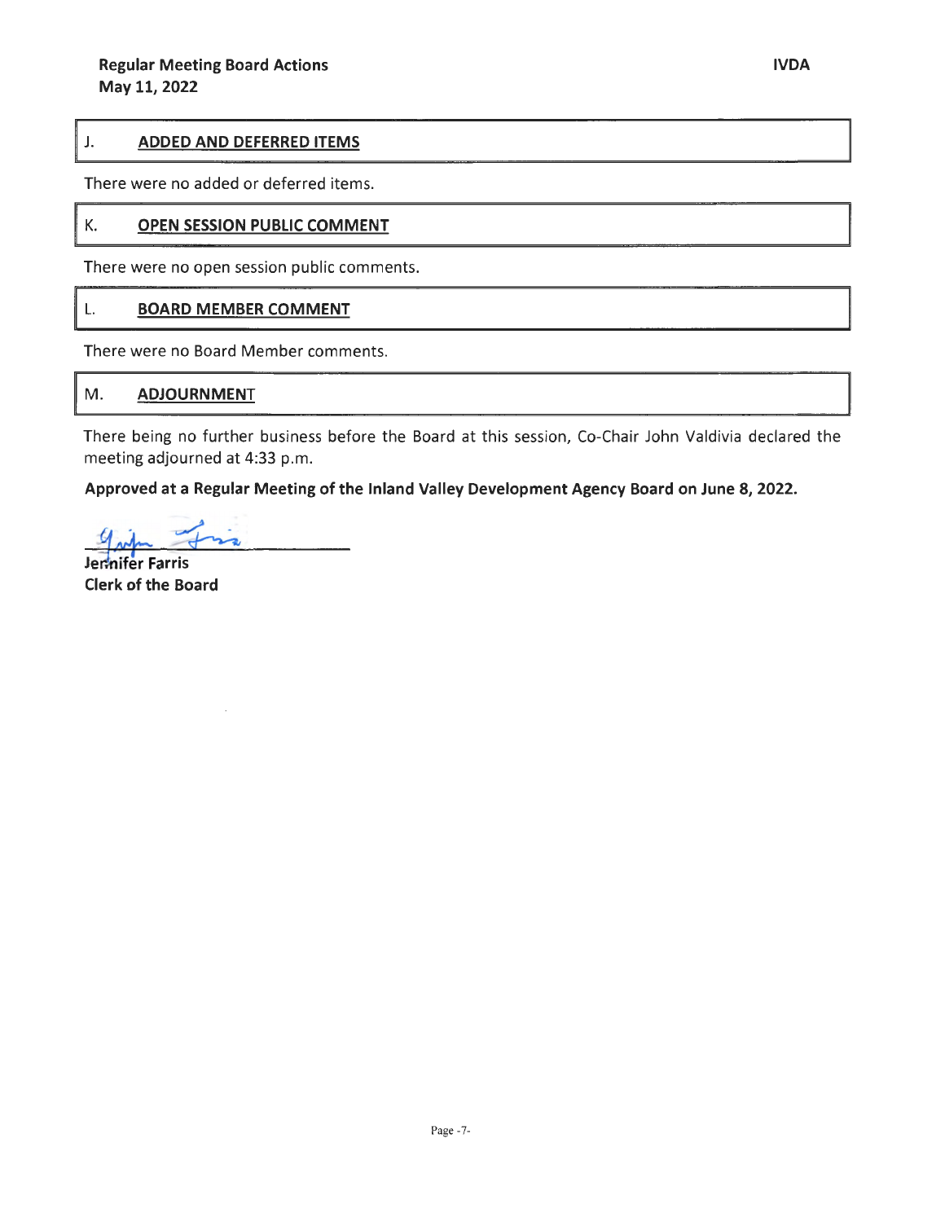## J. ADDED AND DEFERRED ITEMS

There were no added or deferred items.

## K. OPEN SESSION PUBLIC COMMENT

There were no open session public comments.

## L. BOARD MEMBER COMMENT

There were no Board Member comments.

## M. ADJOURNMENT

There being no further business before the Board at this session, Co-Chair John Valdivia declared the meeting adjourned at 4:33 p.m.

**Approved at a Regular Meeting of the Inland Valley Development Agency Board on June 8, 2022.**

**Jennifer Farris**
**Clerk of the Board**